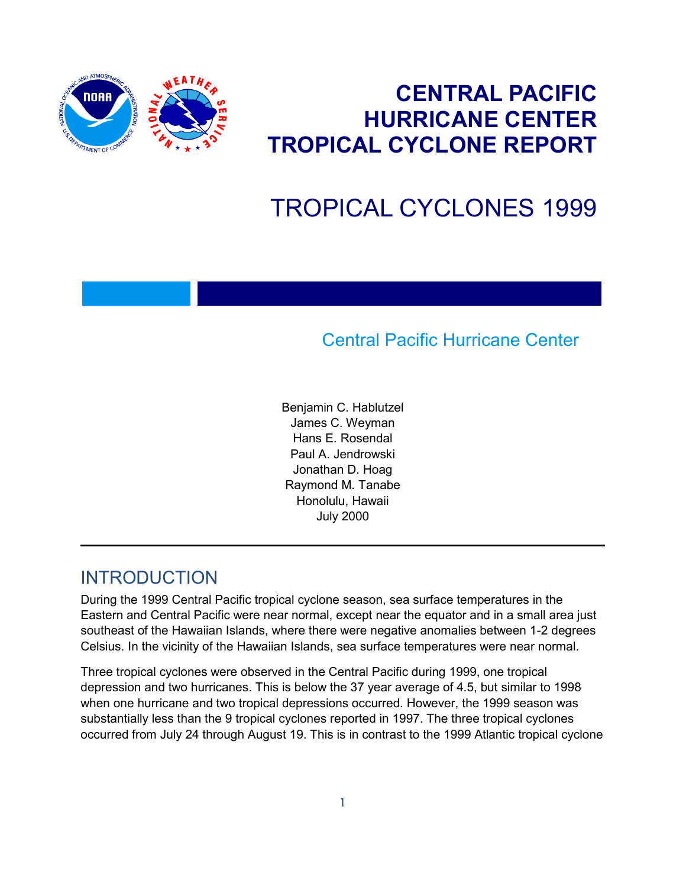# CENTRAL PACIFIC HURRICANE CENTER TROPICAL CYCLONE REPORT

# TROPICAL CYCLONES 1999

## Central Pacific Hurricane Center

Benjamin C. Hablutzel
James C. Weyman
Hans E. Rosendal
Paul A. Jendrowski
Jonathan D. Hoag
Raymond M. Tanabe
Honolulu, Hawaii
July 2000

---

## INTRODUCTION

During the 1999 Central Pacific tropical cyclone season, sea surface temperatures in the Eastern and Central Pacific were near normal, except near the equator and in a small area just southeast of the Hawaiian Islands, where there were negative anomalies between 1-2 degrees Celsius. In the vicinity of the Hawaiian Islands, sea surface temperatures were near normal.

Three tropical cyclones were observed in the Central Pacific during 1999, one tropical depression and two hurricanes. This is below the 37 year average of 4.5, but similar to 1998 when one hurricane and two tropical depressions occurred. However, the 1999 season was substantially less than the 9 tropical cyclones reported in 1997. The three tropical cyclones occurred from July 24 through August 19. This is in contrast to the 1999 Atlantic tropical cyclone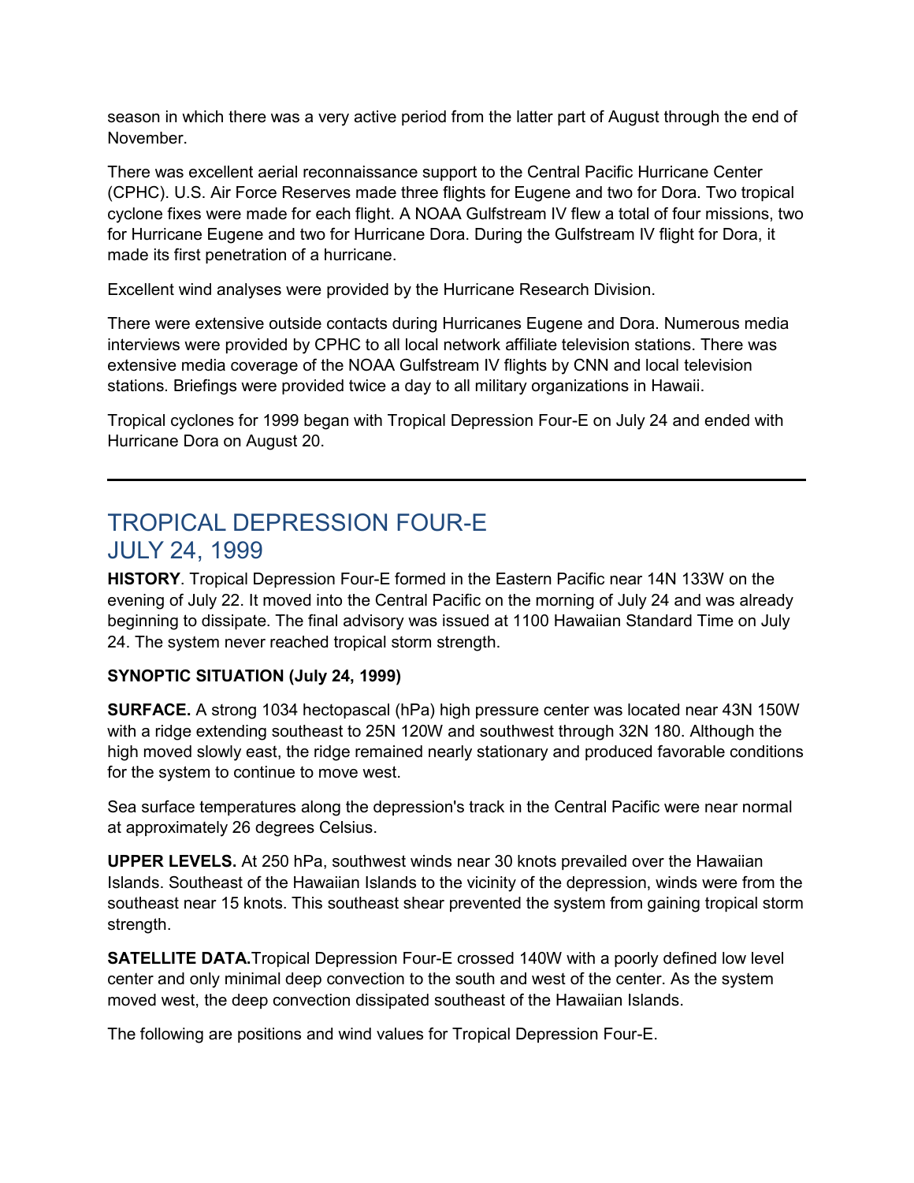season in which there was a very active period from the latter part of August through the end of November.

There was excellent aerial reconnaissance support to the Central Pacific Hurricane Center (CPHC). U.S. Air Force Reserves made three flights for Eugene and two for Dora. Two tropical cyclone fixes were made for each flight. A NOAA Gulfstream IV flew a total of four missions, two for Hurricane Eugene and two for Hurricane Dora. During the Gulfstream IV flight for Dora, it made its first penetration of a hurricane.

Excellent wind analyses were provided by the Hurricane Research Division.

There were extensive outside contacts during Hurricanes Eugene and Dora. Numerous media interviews were provided by CPHC to all local network affiliate television stations. There was extensive media coverage of the NOAA Gulfstream IV flights by CNN and local television stations. Briefings were provided twice a day to all military organizations in Hawaii.

Tropical cyclones for 1999 began with Tropical Depression Four-E on July 24 and ended with Hurricane Dora on August 20.

---

## TROPICAL DEPRESSION FOUR-E
## JULY 24, 1999

**HISTORY**. Tropical Depression Four-E formed in the Eastern Pacific near 14N 133W on the evening of July 22. It moved into the Central Pacific on the morning of July 24 and was already beginning to dissipate. The final advisory was issued at 1100 Hawaiian Standard Time on July 24. The system never reached tropical storm strength.

**SYNOPTIC SITUATION (July 24, 1999)**

**SURFACE.** A strong 1034 hectopascal (hPa) high pressure center was located near 43N 150W with a ridge extending southeast to 25N 120W and southwest through 32N 180. Although the high moved slowly east, the ridge remained nearly stationary and produced favorable conditions for the system to continue to move west.

Sea surface temperatures along the depression's track in the Central Pacific were near normal at approximately 26 degrees Celsius.

**UPPER LEVELS.** At 250 hPa, southwest winds near 30 knots prevailed over the Hawaiian Islands. Southeast of the Hawaiian Islands to the vicinity of the depression, winds were from the southeast near 15 knots. This southeast shear prevented the system from gaining tropical storm strength.

**SATELLITE DATA.**Tropical Depression Four-E crossed 140W with a poorly defined low level center and only minimal deep convection to the south and west of the center. As the system moved west, the deep convection dissipated southeast of the Hawaiian Islands.

The following are positions and wind values for Tropical Depression Four-E.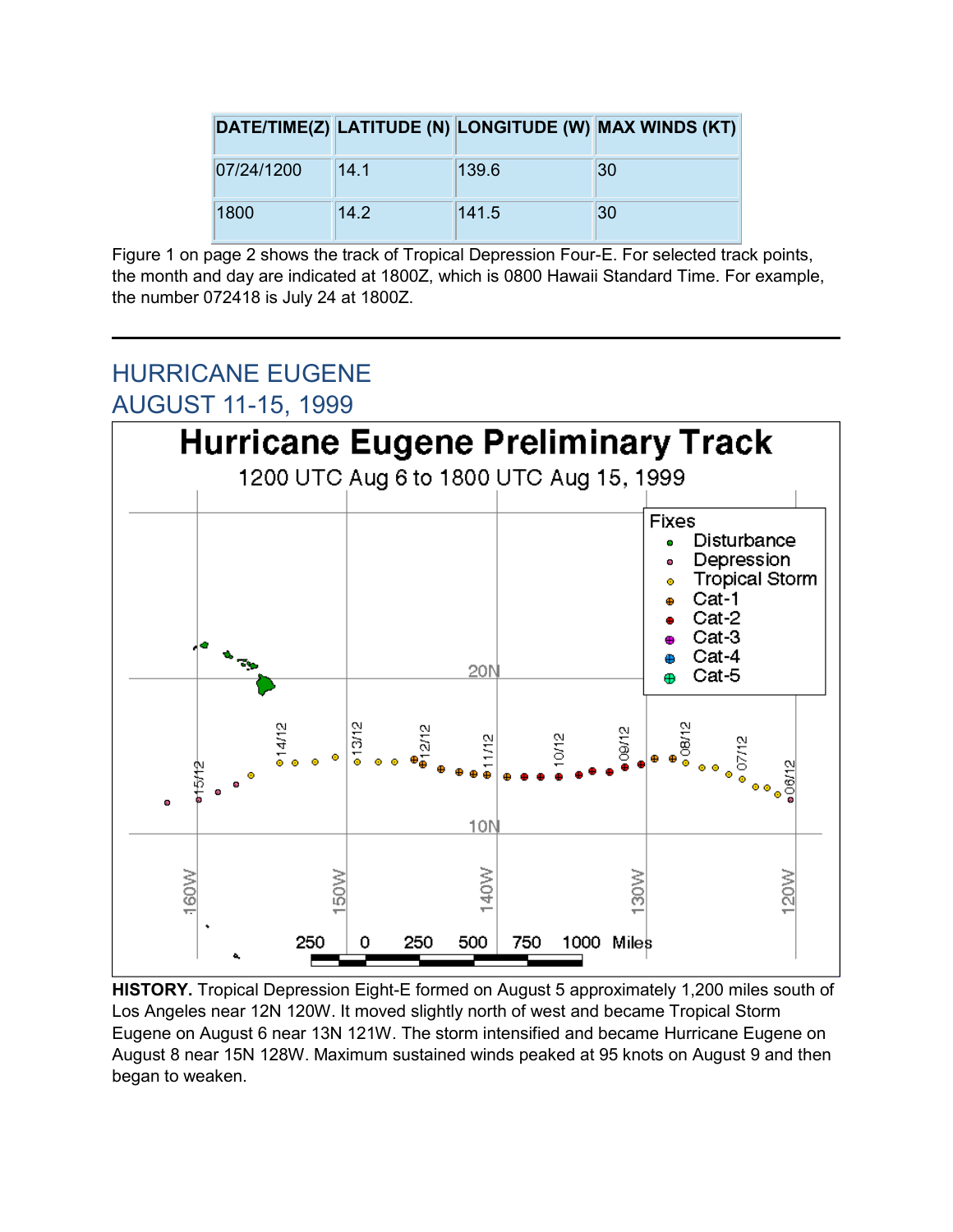| DATE/TIME(Z) | LATITUDE (N) | LONGITUDE (W) | MAX WINDS (KT) |
|---|---|---|---|
| 07/24/1200 | 14.1 | 139.6 | 30 |
| 1800 | 14.2 | 141.5 | 30 |

Figure 1 on page 2 shows the track of Tropical Depression Four-E. For selected track points, the month and day are indicated at 1800Z, which is 0800 Hawaii Standard Time. For example, the number 072418 is July 24 at 1800Z.

---

## HURRICANE EUGENE
## AUGUST 11-15, 1999

**HISTORY.** Tropical Depression Eight-E formed on August 5 approximately 1,200 miles south of Los Angeles near 12N 120W. It moved slightly north of west and became Tropical Storm Eugene on August 6 near 13N 121W. The storm intensified and became Hurricane Eugene on August 8 near 15N 128W. Maximum sustained winds peaked at 95 knots on August 9 and then began to weaken.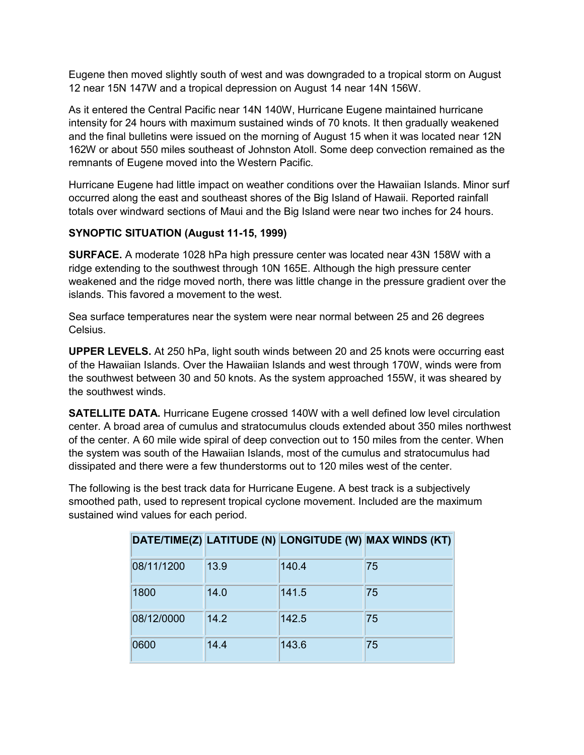Eugene then moved slightly south of west and was downgraded to a tropical storm on August 12 near 15N 147W and a tropical depression on August 14 near 14N 156W.

As it entered the Central Pacific near 14N 140W, Hurricane Eugene maintained hurricane intensity for 24 hours with maximum sustained winds of 70 knots. It then gradually weakened and the final bulletins were issued on the morning of August 15 when it was located near 12N 162W or about 550 miles southeast of Johnston Atoll. Some deep convection remained as the remnants of Eugene moved into the Western Pacific.

Hurricane Eugene had little impact on weather conditions over the Hawaiian Islands. Minor surf occurred along the east and southeast shores of the Big Island of Hawaii. Reported rainfall totals over windward sections of Maui and the Big Island were near two inches for 24 hours.

**SYNOPTIC SITUATION (August 11-15, 1999)**

**SURFACE.** A moderate 1028 hPa high pressure center was located near 43N 158W with a ridge extending to the southwest through 10N 165E. Although the high pressure center weakened and the ridge moved north, there was little change in the pressure gradient over the islands. This favored a movement to the west.

Sea surface temperatures near the system were near normal between 25 and 26 degrees Celsius.

**UPPER LEVELS.** At 250 hPa, light south winds between 20 and 25 knots were occurring east of the Hawaiian Islands. Over the Hawaiian Islands and west through 170W, winds were from the southwest between 30 and 50 knots. As the system approached 155W, it was sheared by the southwest winds.

**SATELLITE DATA.** Hurricane Eugene crossed 140W with a well defined low level circulation center. A broad area of cumulus and stratocumulus clouds extended about 350 miles northwest of the center. A 60 mile wide spiral of deep convection out to 150 miles from the center. When the system was south of the Hawaiian Islands, most of the cumulus and stratocumulus had dissipated and there were a few thunderstorms out to 120 miles west of the center.

The following is the best track data for Hurricane Eugene. A best track is a subjectively smoothed path, used to represent tropical cyclone movement. Included are the maximum sustained wind values for each period.

| DATE/TIME(Z) | LATITUDE (N) | LONGITUDE (W) | MAX WINDS (KT) |
|---|---|---|---|
| 08/11/1200 | 13.9 | 140.4 | 75 |
| 1800 | 14.0 | 141.5 | 75 |
| 08/12/0000 | 14.2 | 142.5 | 75 |
| 0600 | 14.4 | 143.6 | 75 |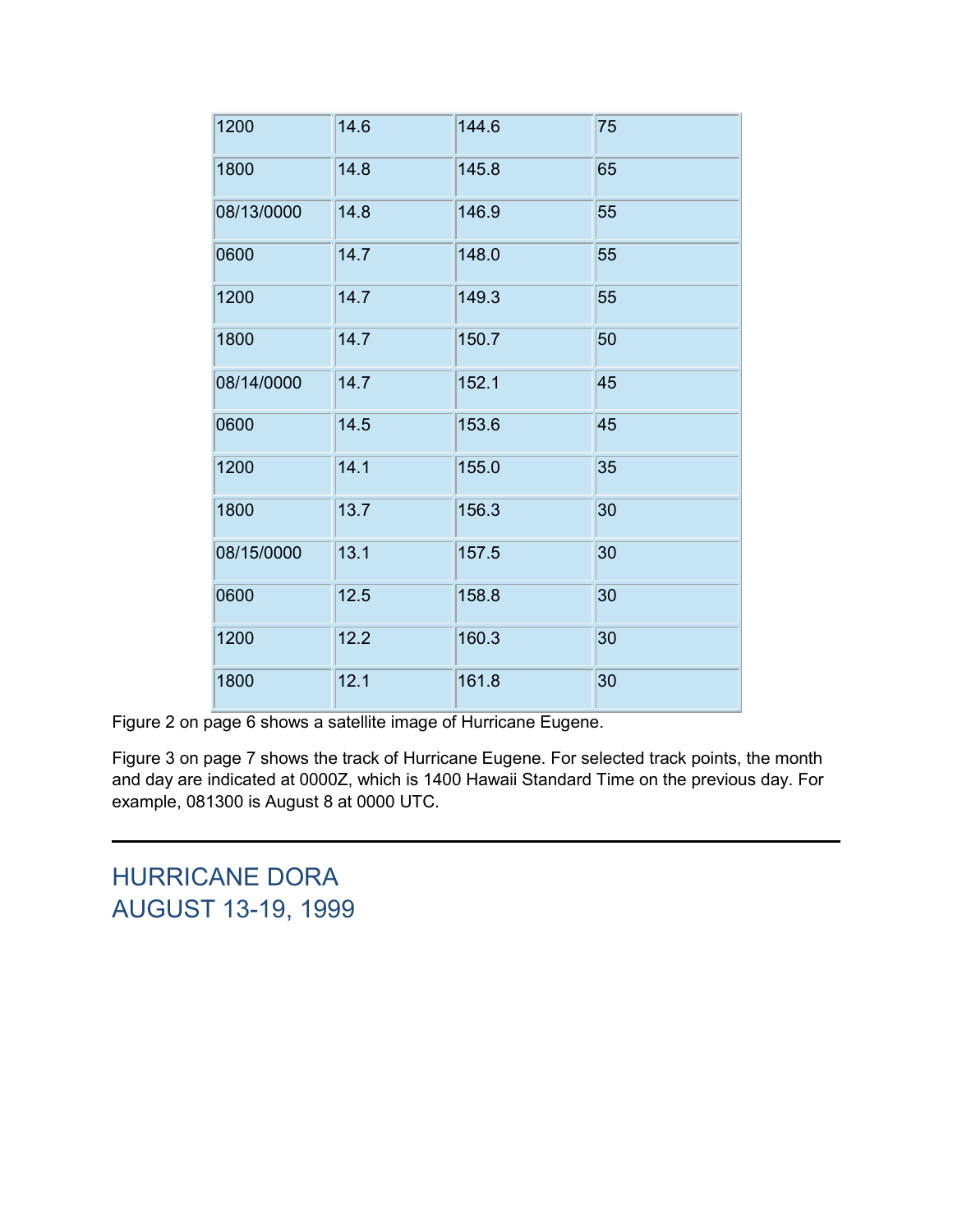| | | | |
|---|---|---|---|
| 1200 | 14.6 | 144.6 | 75 |
| 1800 | 14.8 | 145.8 | 65 |
| 08/13/0000 | 14.8 | 146.9 | 55 |
| 0600 | 14.7 | 148.0 | 55 |
| 1200 | 14.7 | 149.3 | 55 |
| 1800 | 14.7 | 150.7 | 50 |
| 08/14/0000 | 14.7 | 152.1 | 45 |
| 0600 | 14.5 | 153.6 | 45 |
| 1200 | 14.1 | 155.0 | 35 |
| 1800 | 13.7 | 156.3 | 30 |
| 08/15/0000 | 13.1 | 157.5 | 30 |
| 0600 | 12.5 | 158.8 | 30 |
| 1200 | 12.2 | 160.3 | 30 |
| 1800 | 12.1 | 161.8 | 30 |

Figure 2 on page 6 shows a satellite image of Hurricane Eugene.

Figure 3 on page 7 shows the track of Hurricane Eugene. For selected track points, the month and day are indicated at 0000Z, which is 1400 Hawaii Standard Time on the previous day. For example, 081300 is August 8 at 0000 UTC.

---

## HURRICANE DORA
## AUGUST 13-19, 1999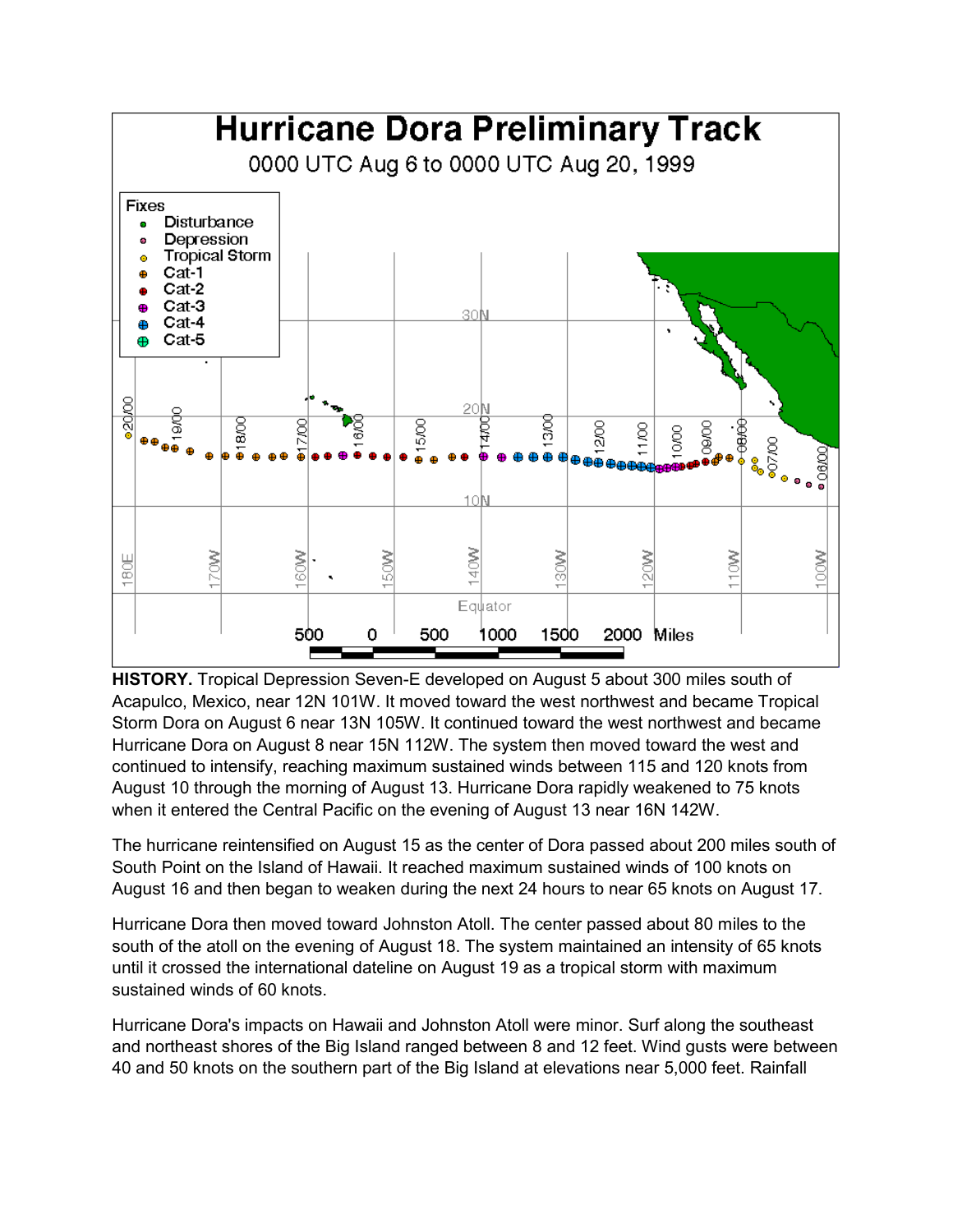# Hurricane Dora Preliminary Track

0000 UTC Aug 6 to 0000 UTC Aug 20, 1999

**HISTORY.** Tropical Depression Seven-E developed on August 5 about 300 miles south of Acapulco, Mexico, near 12N 101W. It moved toward the west northwest and became Tropical Storm Dora on August 6 near 13N 105W. It continued toward the west northwest and became Hurricane Dora on August 8 near 15N 112W. The system then moved toward the west and continued to intensify, reaching maximum sustained winds between 115 and 120 knots from August 10 through the morning of August 13. Hurricane Dora rapidly weakened to 75 knots when it entered the Central Pacific on the evening of August 13 near 16N 142W.

The hurricane reintensified on August 15 as the center of Dora passed about 200 miles south of South Point on the Island of Hawaii. It reached maximum sustained winds of 100 knots on August 16 and then began to weaken during the next 24 hours to near 65 knots on August 17.

Hurricane Dora then moved toward Johnston Atoll. The center passed about 80 miles to the south of the atoll on the evening of August 18. The system maintained an intensity of 65 knots until it crossed the international dateline on August 19 as a tropical storm with maximum sustained winds of 60 knots.

Hurricane Dora's impacts on Hawaii and Johnston Atoll were minor. Surf along the southeast and northeast shores of the Big Island ranged between 8 and 12 feet. Wind gusts were between 40 and 50 knots on the southern part of the Big Island at elevations near 5,000 feet. Rainfall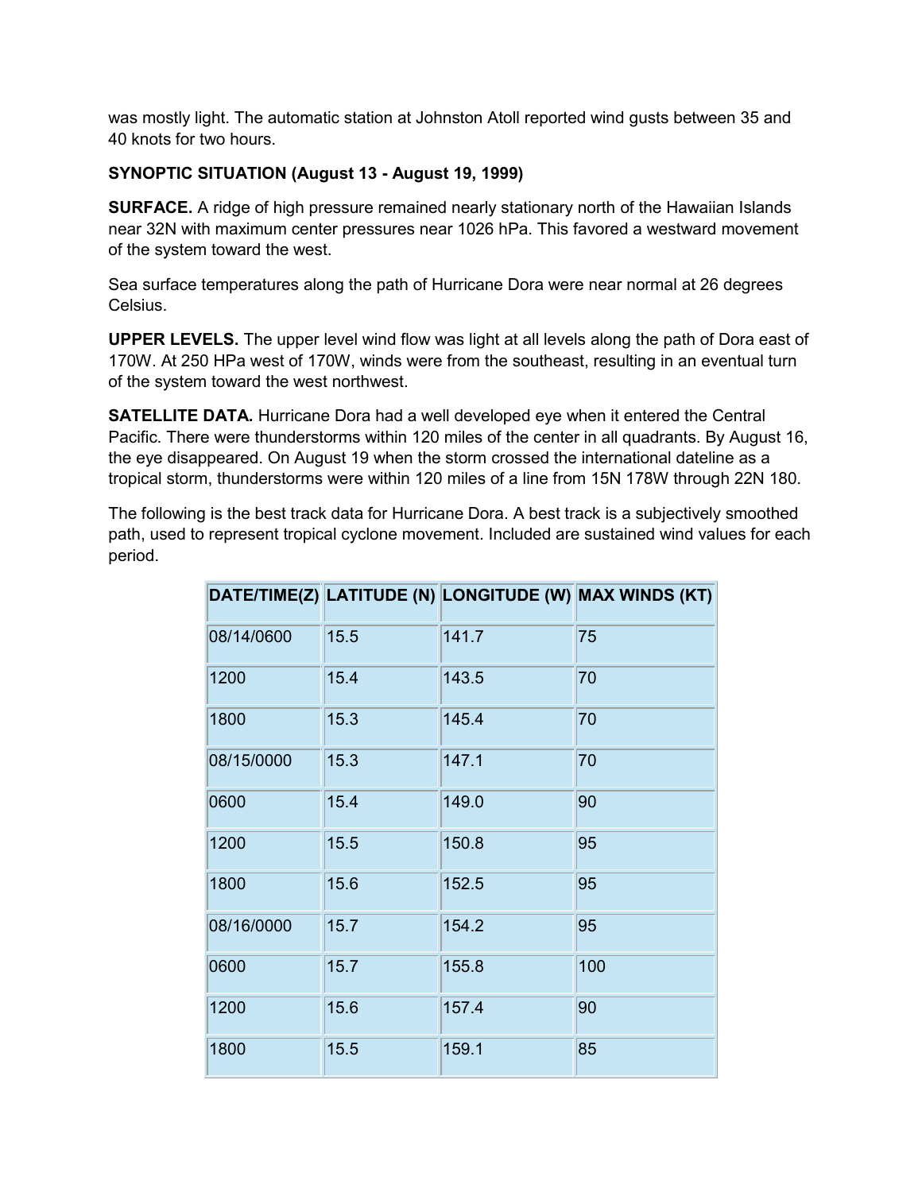was mostly light. The automatic station at Johnston Atoll reported wind gusts between 35 and 40 knots for two hours.

**SYNOPTIC SITUATION (August 13 - August 19, 1999)**

**SURFACE.** A ridge of high pressure remained nearly stationary north of the Hawaiian Islands near 32N with maximum center pressures near 1026 hPa. This favored a westward movement of the system toward the west.

Sea surface temperatures along the path of Hurricane Dora were near normal at 26 degrees Celsius.

**UPPER LEVELS.** The upper level wind flow was light at all levels along the path of Dora east of 170W. At 250 HPa west of 170W, winds were from the southeast, resulting in an eventual turn of the system toward the west northwest.

**SATELLITE DATA.** Hurricane Dora had a well developed eye when it entered the Central Pacific. There were thunderstorms within 120 miles of the center in all quadrants. By August 16, the eye disappeared. On August 19 when the storm crossed the international dateline as a tropical storm, thunderstorms were within 120 miles of a line from 15N 178W through 22N 180.

The following is the best track data for Hurricane Dora. A best track is a subjectively smoothed path, used to represent tropical cyclone movement. Included are sustained wind values for each period.

| DATE/TIME(Z) | LATITUDE (N) | LONGITUDE (W) | MAX WINDS (KT) |
|---|---|---|---|
| 08/14/0600 | 15.5 | 141.7 | 75 |
| 1200 | 15.4 | 143.5 | 70 |
| 1800 | 15.3 | 145.4 | 70 |
| 08/15/0000 | 15.3 | 147.1 | 70 |
| 0600 | 15.4 | 149.0 | 90 |
| 1200 | 15.5 | 150.8 | 95 |
| 1800 | 15.6 | 152.5 | 95 |
| 08/16/0000 | 15.7 | 154.2 | 95 |
| 0600 | 15.7 | 155.8 | 100 |
| 1200 | 15.6 | 157.4 | 90 |
| 1800 | 15.5 | 159.1 | 85 |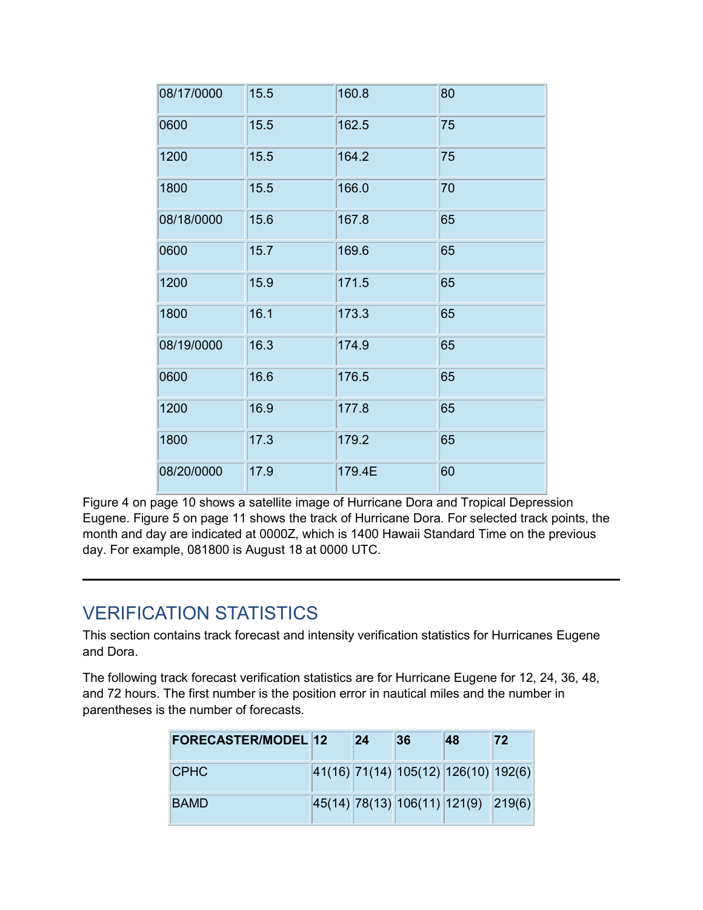| 08/17/0000 | 15.5 | 160.8 | 80 |
|---|---|---|---|
| 0600 | 15.5 | 162.5 | 75 |
| 1200 | 15.5 | 164.2 | 75 |
| 1800 | 15.5 | 166.0 | 70 |
| 08/18/0000 | 15.6 | 167.8 | 65 |
| 0600 | 15.7 | 169.6 | 65 |
| 1200 | 15.9 | 171.5 | 65 |
| 1800 | 16.1 | 173.3 | 65 |
| 08/19/0000 | 16.3 | 174.9 | 65 |
| 0600 | 16.6 | 176.5 | 65 |
| 1200 | 16.9 | 177.8 | 65 |
| 1800 | 17.3 | 179.2 | 65 |
| 08/20/0000 | 17.9 | 179.4E | 60 |

Figure 4 on page 10 shows a satellite image of Hurricane Dora and Tropical Depression Eugene. Figure 5 on page 11 shows the track of Hurricane Dora. For selected track points, the month and day are indicated at 0000Z, which is 1400 Hawaii Standard Time on the previous day. For example, 081800 is August 18 at 0000 UTC.

---

## VERIFICATION STATISTICS

This section contains track forecast and intensity verification statistics for Hurricanes Eugene and Dora.

The following track forecast verification statistics are for Hurricane Eugene for 12, 24, 36, 48, and 72 hours. The first number is the position error in nautical miles and the number in parentheses is the number of forecasts.

| FORECASTER/MODEL | 12 | 24 | 36 | 48 | 72 |
|---|---|---|---|---|---|
| CPHC | 41(16) | 71(14) | 105(12) | 126(10) | 192(6) |
| BAMD | 45(14) | 78(13) | 106(11) | 121(9) | 219(6) |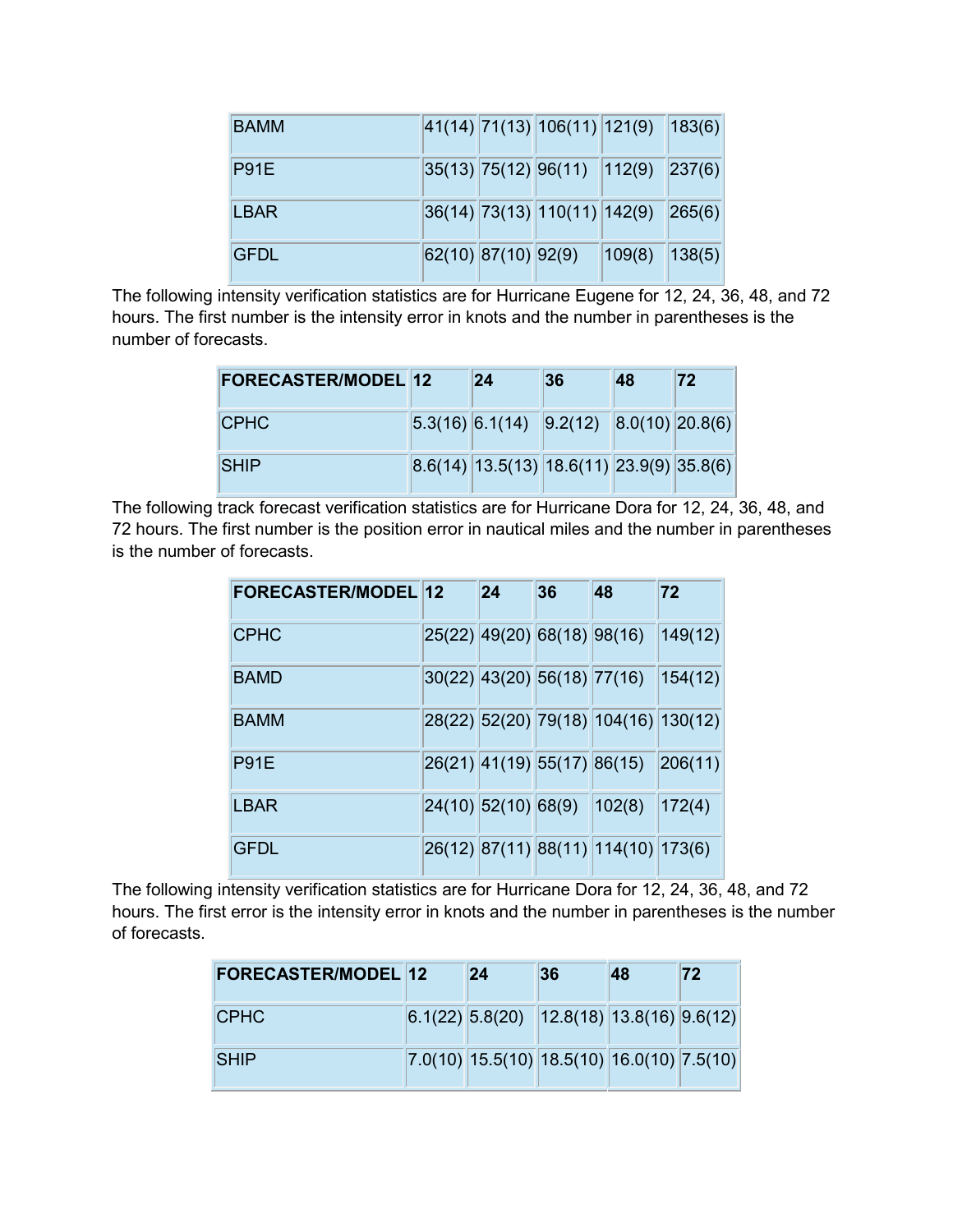| | | | | | |
|---|---|---|---|---|---|
| BAMM | 41(14) | 71(13) | 106(11) | 121(9) | 183(6) |
| P91E | 35(13) | 75(12) | 96(11) | 112(9) | 237(6) |
| LBAR | 36(14) | 73(13) | 110(11) | 142(9) | 265(6) |
| GFDL | 62(10) | 87(10) | 92(9) | 109(8) | 138(5) |

The following intensity verification statistics are for Hurricane Eugene for 12, 24, 36, 48, and 72 hours. The first number is the intensity error in knots and the number in parentheses is the number of forecasts.

| FORECASTER/MODEL | 12 | 24 | 36 | 48 | 72 |
|---|---|---|---|---|---|
| CPHC | 5.3(16) | 6.1(14) | 9.2(12) | 8.0(10) | 20.8(6) |
| SHIP | 8.6(14) | 13.5(13) | 18.6(11) | 23.9(9) | 35.8(6) |

The following track forecast verification statistics are for Hurricane Dora for 12, 24, 36, 48, and 72 hours. The first number is the position error in nautical miles and the number in parentheses is the number of forecasts.

| FORECASTER/MODEL | 12 | 24 | 36 | 48 | 72 |
|---|---|---|---|---|---|
| CPHC | 25(22) | 49(20) | 68(18) | 98(16) | 149(12) |
| BAMD | 30(22) | 43(20) | 56(18) | 77(16) | 154(12) |
| BAMM | 28(22) | 52(20) | 79(18) | 104(16) | 130(12) |
| P91E | 26(21) | 41(19) | 55(17) | 86(15) | 206(11) |
| LBAR | 24(10) | 52(10) | 68(9) | 102(8) | 172(4) |
| GFDL | 26(12) | 87(11) | 88(11) | 114(10) | 173(6) |

The following intensity verification statistics are for Hurricane Dora for 12, 24, 36, 48, and 72 hours. The first error is the intensity error in knots and the number in parentheses is the number of forecasts.

| FORECASTER/MODEL | 12 | 24 | 36 | 48 | 72 |
|---|---|---|---|---|---|
| CPHC | 6.1(22) | 5.8(20) | 12.8(18) | 13.8(16) | 9.6(12) |
| SHIP | 7.0(10) | 15.5(10) | 18.5(10) | 16.0(10) | 7.5(10) |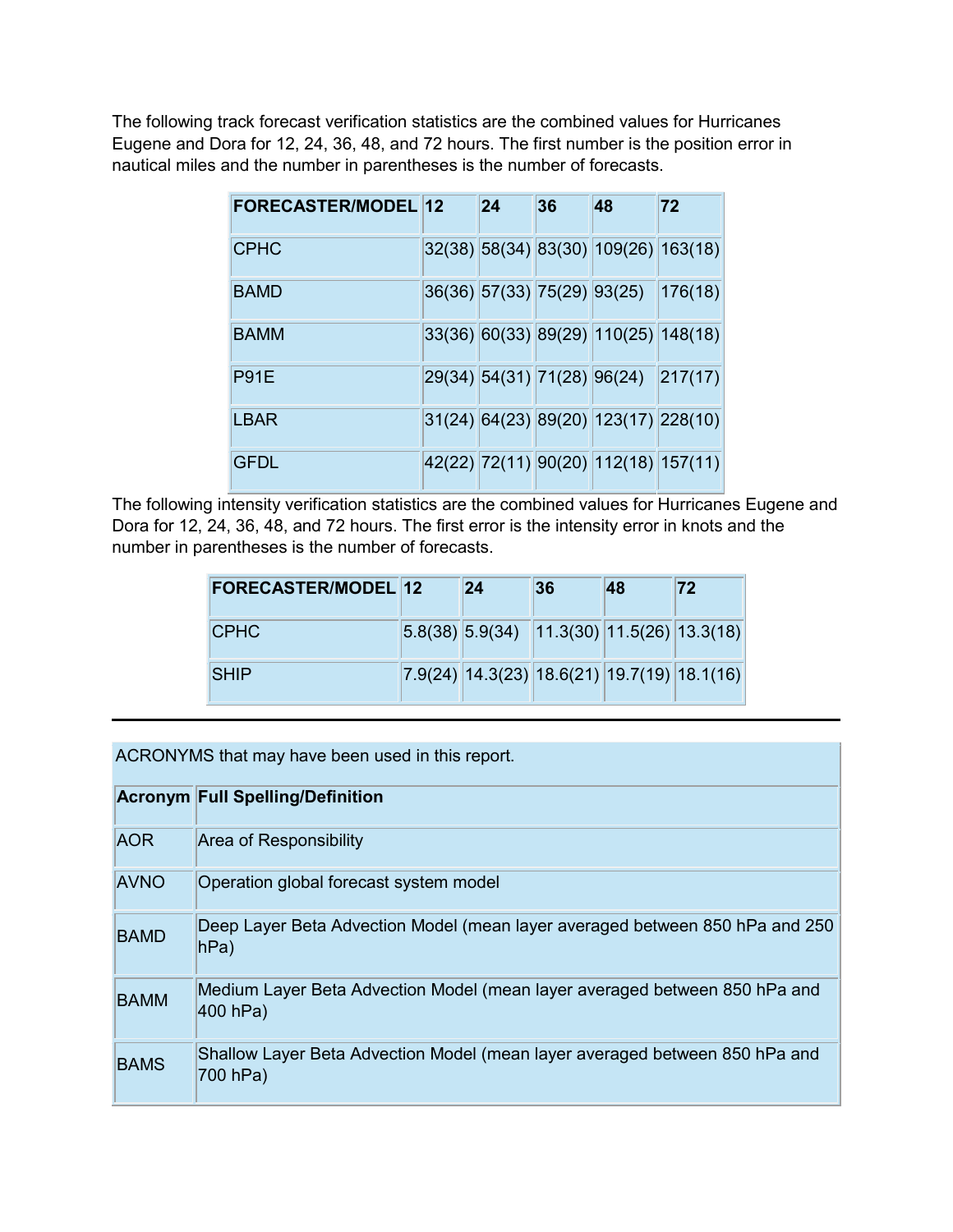The following track forecast verification statistics are the combined values for Hurricanes Eugene and Dora for 12, 24, 36, 48, and 72 hours. The first number is the position error in nautical miles and the number in parentheses is the number of forecasts.

| FORECASTER/MODEL | 12 | 24 | 36 | 48 | 72 |
|---|---|---|---|---|---|
| CPHC | 32(38) | 58(34) | 83(30) | 109(26) | 163(18) |
| BAMD | 36(36) | 57(33) | 75(29) | 93(25) | 176(18) |
| BAMM | 33(36) | 60(33) | 89(29) | 110(25) | 148(18) |
| P91E | 29(34) | 54(31) | 71(28) | 96(24) | 217(17) |
| LBAR | 31(24) | 64(23) | 89(20) | 123(17) | 228(10) |
| GFDL | 42(22) | 72(11) | 90(20) | 112(18) | 157(11) |

The following intensity verification statistics are the combined values for Hurricanes Eugene and Dora for 12, 24, 36, 48, and 72 hours. The first error is the intensity error in knots and the number in parentheses is the number of forecasts.

| FORECASTER/MODEL | 12 | 24 | 36 | 48 | 72 |
|---|---|---|---|---|---|
| CPHC | 5.8(38) | 5.9(34) | 11.3(30) | 11.5(26) | 13.3(18) |
| SHIP | 7.9(24) | 14.3(23) | 18.6(21) | 19.7(19) | 18.1(16) |

---

ACRONYMS that may have been used in this report.

| Acronym | Full Spelling/Definition |
|---|---|
| AOR | Area of Responsibility |
| AVNO | Operation global forecast system model |
| BAMD | Deep Layer Beta Advection Model (mean layer averaged between 850 hPa and 250 hPa) |
| BAMM | Medium Layer Beta Advection Model (mean layer averaged between 850 hPa and 400 hPa) |
| BAMS | Shallow Layer Beta Advection Model (mean layer averaged between 850 hPa and 700 hPa) |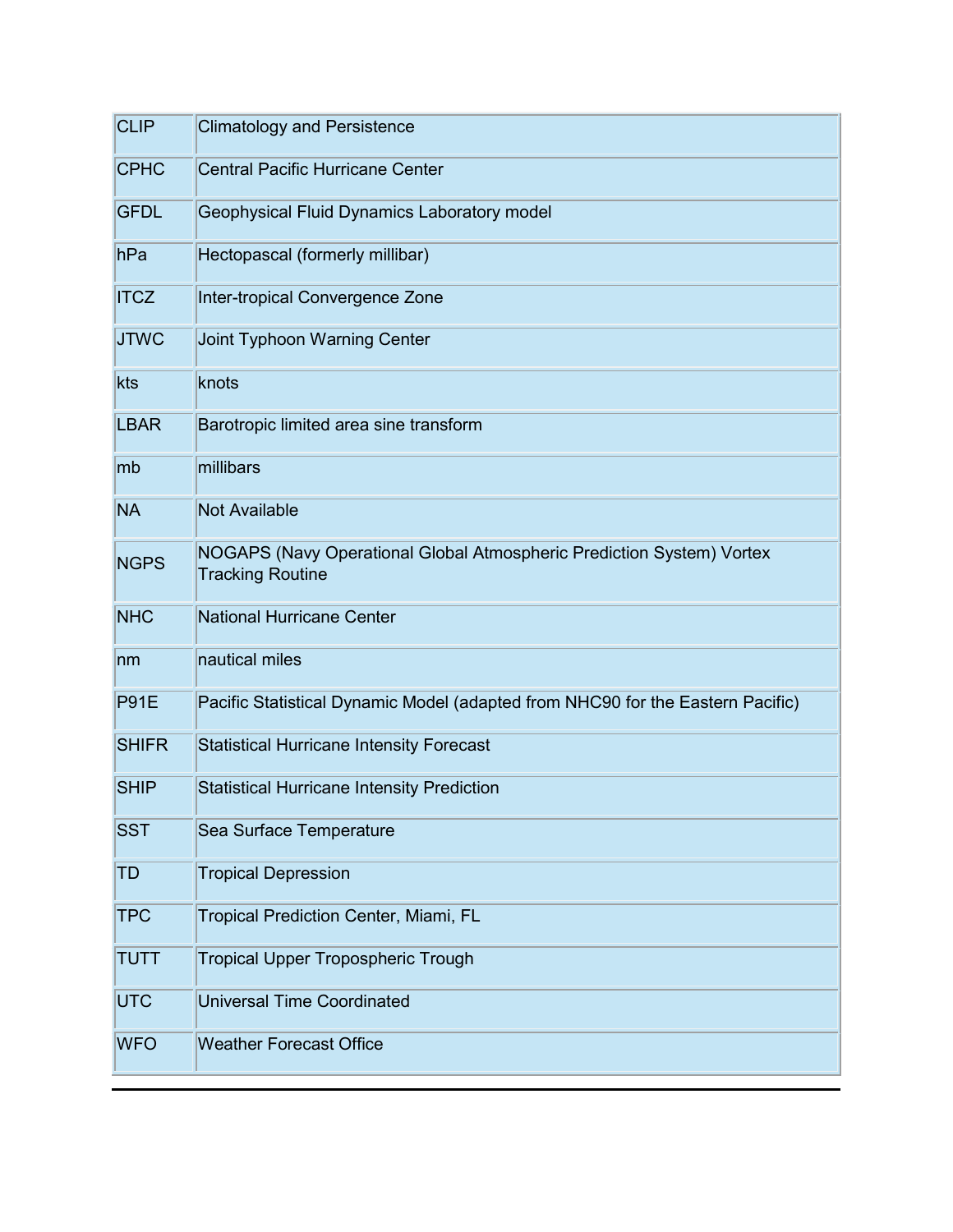| | |
|---|---|
| CLIP | Climatology and Persistence |
| CPHC | Central Pacific Hurricane Center |
| GFDL | Geophysical Fluid Dynamics Laboratory model |
| hPa | Hectopascal (formerly millibar) |
| ITCZ | Inter-tropical Convergence Zone |
| JTWC | Joint Typhoon Warning Center |
| kts | knots |
| LBAR | Barotropic limited area sine transform |
| mb | millibars |
| NA | Not Available |
| NGPS | NOGAPS (Navy Operational Global Atmospheric Prediction System) Vortex Tracking Routine |
| NHC | National Hurricane Center |
| nm | nautical miles |
| P91E | Pacific Statistical Dynamic Model (adapted from NHC90 for the Eastern Pacific) |
| SHIFR | Statistical Hurricane Intensity Forecast |
| SHIP | Statistical Hurricane Intensity Prediction |
| SST | Sea Surface Temperature |
| TD | Tropical Depression |
| TPC | Tropical Prediction Center, Miami, FL |
| TUTT | Tropical Upper Tropospheric Trough |
| UTC | Universal Time Coordinated |
| WFO | Weather Forecast Office |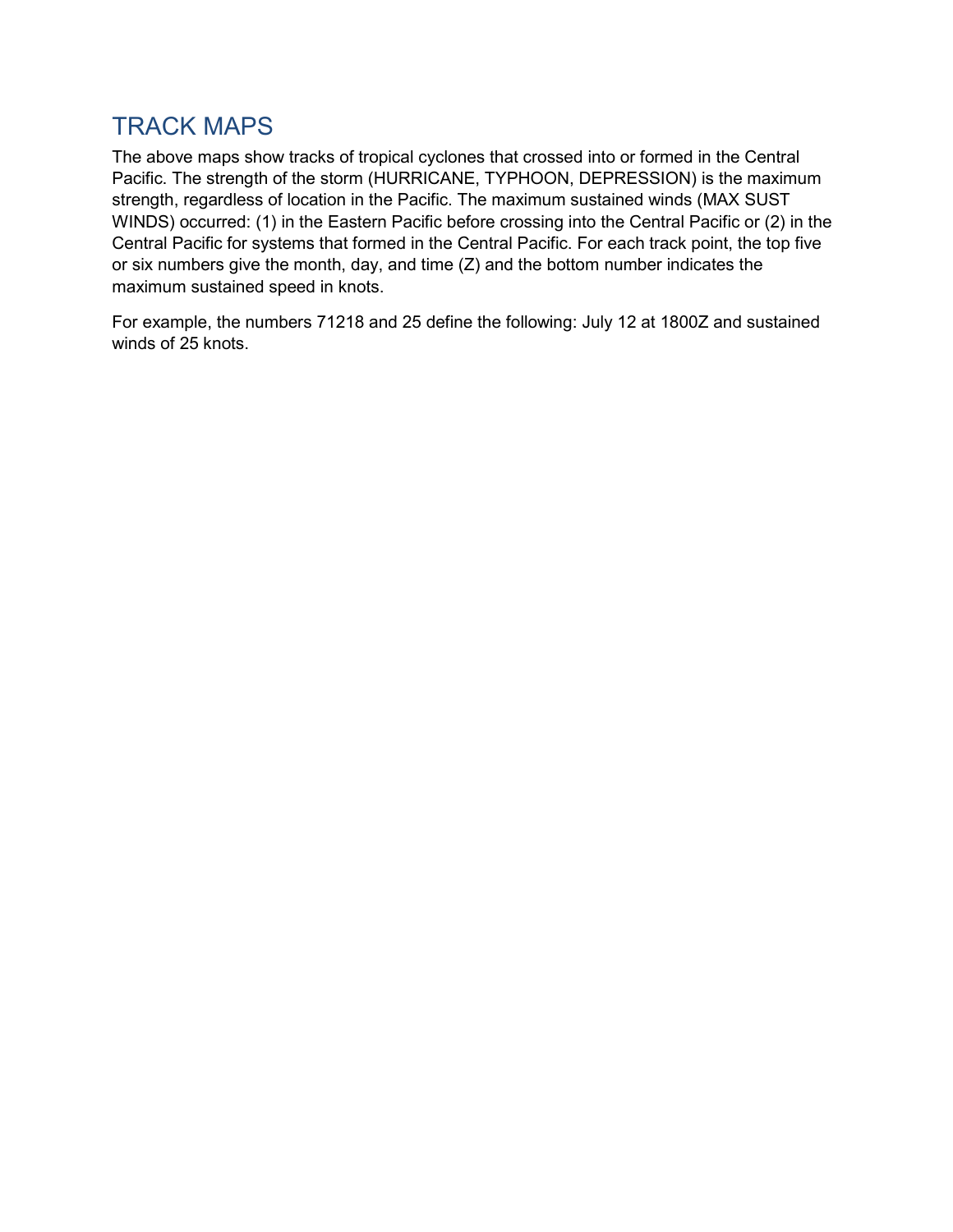## TRACK MAPS

The above maps show tracks of tropical cyclones that crossed into or formed in the Central Pacific. The strength of the storm (HURRICANE, TYPHOON, DEPRESSION) is the maximum strength, regardless of location in the Pacific. The maximum sustained winds (MAX SUST WINDS) occurred: (1) in the Eastern Pacific before crossing into the Central Pacific or (2) in the Central Pacific for systems that formed in the Central Pacific. For each track point, the top five or six numbers give the month, day, and time (Z) and the bottom number indicates the maximum sustained speed in knots.

For example, the numbers 71218 and 25 define the following: July 12 at 1800Z and sustained winds of 25 knots.